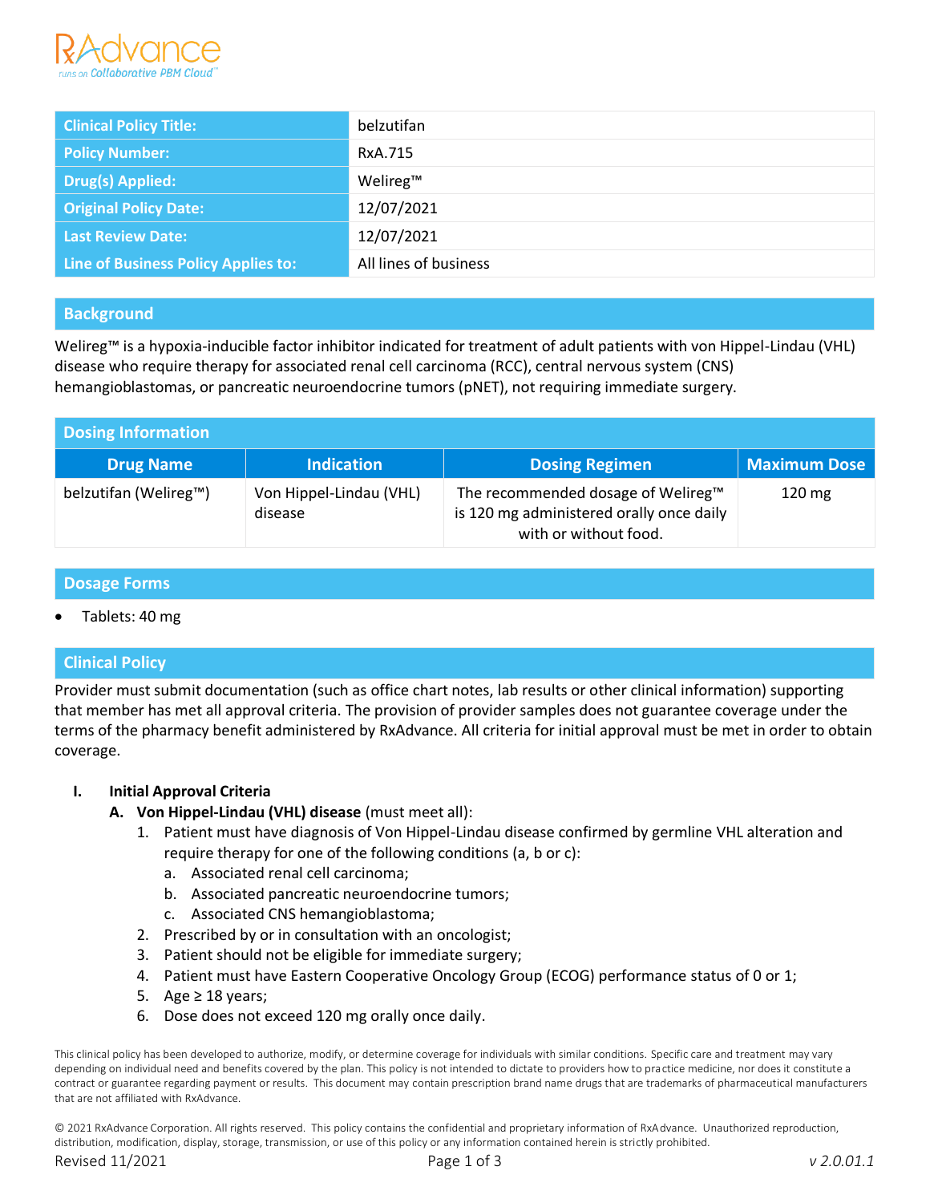| Clinical Policy Title: | belzutifan |
| --- | --- |
| Policy Number: | RxA.715 |
| Drug(s) Applied: | Welireg™ |
| Original Policy Date: | 12/07/2021 |
| Last Review Date: | 12/07/2021 |
| Line of Business Policy Applies to: | All lines of business |

## Background

Welireg™ is a hypoxia-inducible factor inhibitor indicated for treatment of adult patients with von Hippel-Lindau (VHL) disease who require therapy for associated renal cell carcinoma (RCC), central nervous system (CNS) hemangioblastomas, or pancreatic neuroendocrine tumors (pNET), not requiring immediate surgery.

## Dosing Information

| Drug Name | Indication | Dosing Regimen | Maximum Dose |
| --- | --- | --- | --- |
| belzutifan (Welireg™) | Von Hippel-Lindau (VHL) disease | The recommended dosage of Welireg™ is 120 mg administered orally once daily with or without food. | 120 mg |

## Dosage Forms

- Tablets: 40 mg

## Clinical Policy

Provider must submit documentation (such as office chart notes, lab results or other clinical information) supporting that member has met all approval criteria. The provision of provider samples does not guarantee coverage under the terms of the pharmacy benefit administered by RxAdvance. All criteria for initial approval must be met in order to obtain coverage.

**I. Initial Approval Criteria**

**A. Von Hippel-Lindau (VHL) disease** (must meet all):

1. Patient must have diagnosis of Von Hippel-Lindau disease confirmed by germline VHL alteration and require therapy for one of the following conditions (a, b or c):
   a. Associated renal cell carcinoma;
   b. Associated pancreatic neuroendocrine tumors;
   c. Associated CNS hemangioblastoma;
2. Prescribed by or in consultation with an oncologist;
3. Patient should not be eligible for immediate surgery;
4. Patient must have Eastern Cooperative Oncology Group (ECOG) performance status of 0 or 1;
5. Age ≥ 18 years;
6. Dose does not exceed 120 mg orally once daily.

This clinical policy has been developed to authorize, modify, or determine coverage for individuals with similar conditions. Specific care and treatment may vary depending on individual need and benefits covered by the plan. This policy is not intended to dictate to providers how to practice medicine, nor does it constitute a contract or guarantee regarding payment or results. This document may contain prescription brand name drugs that are trademarks of pharmaceutical manufacturers that are not affiliated with RxAdvance.

© 2021 RxAdvance Corporation. All rights reserved. This policy contains the confidential and proprietary information of RxAdvance. Unauthorized reproduction, distribution, modification, display, storage, transmission, or use of this policy or any information contained herein is strictly prohibited.

Revised 11/2021 v 2.0.01.1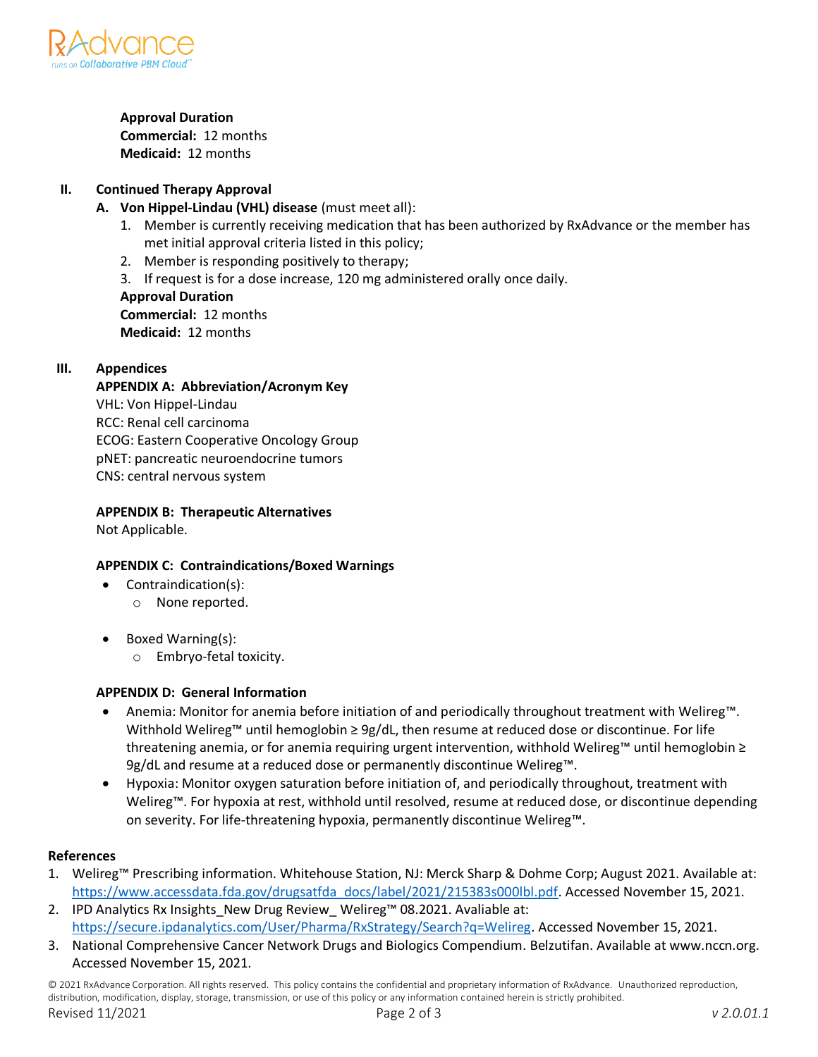**Approval Duration**
**Commercial:** 12 months
**Medicaid:** 12 months

## II. Continued Therapy Approval

**A. Von Hippel-Lindau (VHL) disease** (must meet all):

1. Member is currently receiving medication that has been authorized by RxAdvance or the member has met initial approval criteria listed in this policy;
2. Member is responding positively to therapy;
3. If request is for a dose increase, 120 mg administered orally once daily.

**Approval Duration**
**Commercial:** 12 months
**Medicaid:** 12 months

## III. Appendices

**APPENDIX A: Abbreviation/Acronym Key**
VHL: Von Hippel-Lindau
RCC: Renal cell carcinoma
ECOG: Eastern Cooperative Oncology Group
pNET: pancreatic neuroendocrine tumors
CNS: central nervous system

**APPENDIX B: Therapeutic Alternatives**
Not Applicable.

**APPENDIX C: Contraindications/Boxed Warnings**

- Contraindication(s):
  - None reported.

- Boxed Warning(s):
  - Embryo-fetal toxicity.

**APPENDIX D: General Information**

- Anemia: Monitor for anemia before initiation of and periodically throughout treatment with Welireg™. Withhold Welireg™ until hemoglobin ≥ 9g/dL, then resume at reduced dose or discontinue. For life threatening anemia, or for anemia requiring urgent intervention, withhold Welireg™ until hemoglobin ≥ 9g/dL and resume at a reduced dose or permanently discontinue Welireg™.
- Hypoxia: Monitor oxygen saturation before initiation of, and periodically throughout, treatment with Welireg™. For hypoxia at rest, withhold until resolved, resume at reduced dose, or discontinue depending on severity. For life-threatening hypoxia, permanently discontinue Welireg™.

## References

1. Welireg™ Prescribing information. Whitehouse Station, NJ: Merck Sharp & Dohme Corp; August 2021. Available at: https://www.accessdata.fda.gov/drugsatfda_docs/label/2021/215383s000lbl.pdf. Accessed November 15, 2021.
2. IPD Analytics Rx Insights_New Drug Review_ Welireg™ 08.2021. Avaliable at: https://secure.ipdanalytics.com/User/Pharma/RxStrategy/Search?q=Welireg. Accessed November 15, 2021.
3. National Comprehensive Cancer Network Drugs and Biologics Compendium. Belzutifan. Available at www.nccn.org. Accessed November 15, 2021.

© 2021 RxAdvance Corporation. All rights reserved. This policy contains the confidential and proprietary information of RxAdvance. Unauthorized reproduction, distribution, modification, display, storage, transmission, or use of this policy or any information contained herein is strictly prohibited.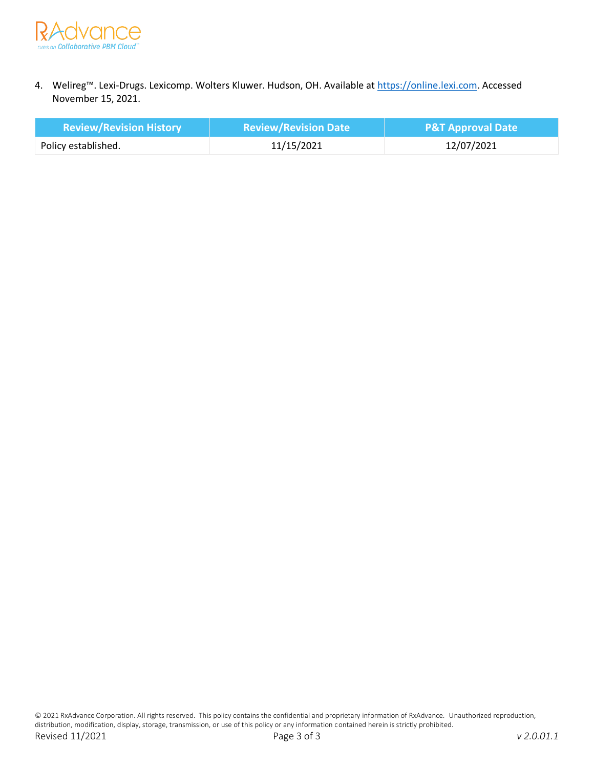4. Welireg™. Lexi-Drugs. Lexicomp. Wolters Kluwer. Hudson, OH. Available at https://online.lexi.com. Accessed November 15, 2021.

| Review/Revision History | Review/Revision Date | P&T Approval Date |
|---|---|---|
| Policy established. | 11/15/2021 | 12/07/2021 |